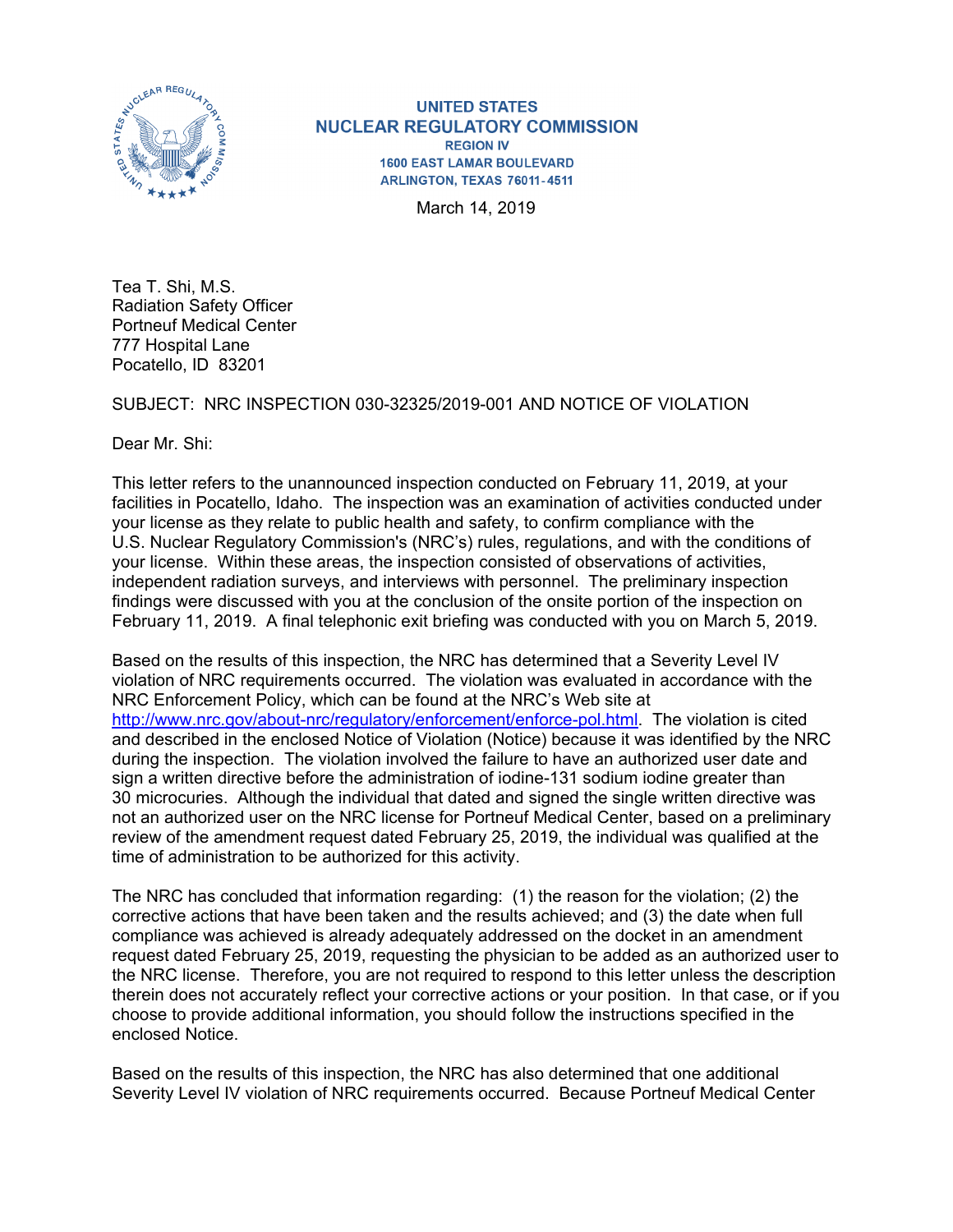UNITED STATES
NUCLEAR REGULATORY COMMISSION
REGION IV
1600 EAST LAMAR BOULEVARD
ARLINGTON, TEXAS 76011-4511

March 14, 2019

Tea T. Shi, M.S.
Radiation Safety Officer
Portneuf Medical Center
777 Hospital Lane
Pocatello, ID 83201

SUBJECT: NRC INSPECTION 030-32325/2019-001 AND NOTICE OF VIOLATION

Dear Mr. Shi:

This letter refers to the unannounced inspection conducted on February 11, 2019, at your facilities in Pocatello, Idaho. The inspection was an examination of activities conducted under your license as they relate to public health and safety, to confirm compliance with the U.S. Nuclear Regulatory Commission's (NRC's) rules, regulations, and with the conditions of your license. Within these areas, the inspection consisted of observations of activities, independent radiation surveys, and interviews with personnel. The preliminary inspection findings were discussed with you at the conclusion of the onsite portion of the inspection on February 11, 2019. A final telephonic exit briefing was conducted with you on March 5, 2019.

Based on the results of this inspection, the NRC has determined that a Severity Level IV violation of NRC requirements occurred. The violation was evaluated in accordance with the NRC Enforcement Policy, which can be found at the NRC's Web site at http://www.nrc.gov/about-nrc/regulatory/enforcement/enforce-pol.html. The violation is cited and described in the enclosed Notice of Violation (Notice) because it was identified by the NRC during the inspection. The violation involved the failure to have an authorized user date and sign a written directive before the administration of iodine-131 sodium iodine greater than 30 microcuries. Although the individual that dated and signed the single written directive was not an authorized user on the NRC license for Portneuf Medical Center, based on a preliminary review of the amendment request dated February 25, 2019, the individual was qualified at the time of administration to be authorized for this activity.

The NRC has concluded that information regarding: (1) the reason for the violation; (2) the corrective actions that have been taken and the results achieved; and (3) the date when full compliance was achieved is already adequately addressed on the docket in an amendment request dated February 25, 2019, requesting the physician to be added as an authorized user to the NRC license. Therefore, you are not required to respond to this letter unless the description therein does not accurately reflect your corrective actions or your position. In that case, or if you choose to provide additional information, you should follow the instructions specified in the enclosed Notice.

Based on the results of this inspection, the NRC has also determined that one additional Severity Level IV violation of NRC requirements occurred. Because Portneuf Medical Center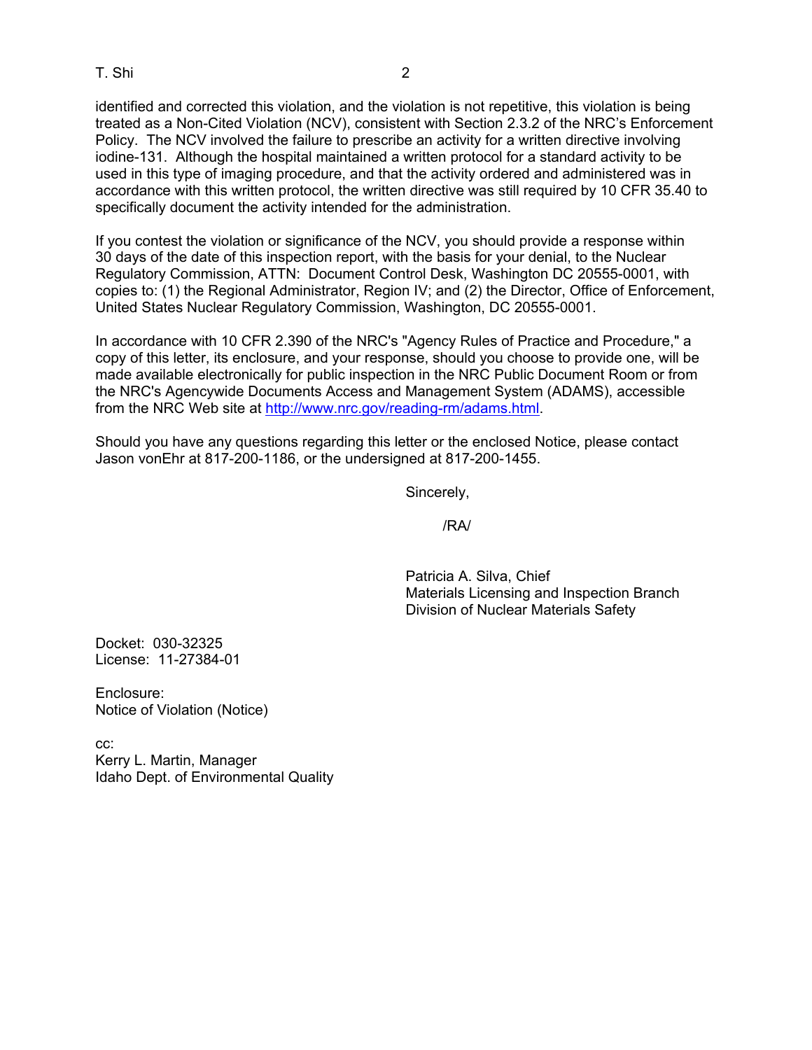identified and corrected this violation, and the violation is not repetitive, this violation is being treated as a Non-Cited Violation (NCV), consistent with Section 2.3.2 of the NRC's Enforcement Policy. The NCV involved the failure to prescribe an activity for a written directive involving iodine-131. Although the hospital maintained a written protocol for a standard activity to be used in this type of imaging procedure, and that the activity ordered and administered was in accordance with this written protocol, the written directive was still required by 10 CFR 35.40 to specifically document the activity intended for the administration.

If you contest the violation or significance of the NCV, you should provide a response within 30 days of the date of this inspection report, with the basis for your denial, to the Nuclear Regulatory Commission, ATTN: Document Control Desk, Washington DC 20555-0001, with copies to: (1) the Regional Administrator, Region IV; and (2) the Director, Office of Enforcement, United States Nuclear Regulatory Commission, Washington, DC 20555-0001.

In accordance with 10 CFR 2.390 of the NRC's "Agency Rules of Practice and Procedure," a copy of this letter, its enclosure, and your response, should you choose to provide one, will be made available electronically for public inspection in the NRC Public Document Room or from the NRC's Agencywide Documents Access and Management System (ADAMS), accessible from the NRC Web site at http://www.nrc.gov/reading-rm/adams.html.

Should you have any questions regarding this letter or the enclosed Notice, please contact Jason vonEhr at 817-200-1186, or the undersigned at 817-200-1455.

Sincerely,

/RA/

Patricia A. Silva, Chief
Materials Licensing and Inspection Branch
Division of Nuclear Materials Safety

Docket: 030-32325
License: 11-27384-01

Enclosure:
Notice of Violation (Notice)

cc:
Kerry L. Martin, Manager
Idaho Dept. of Environmental Quality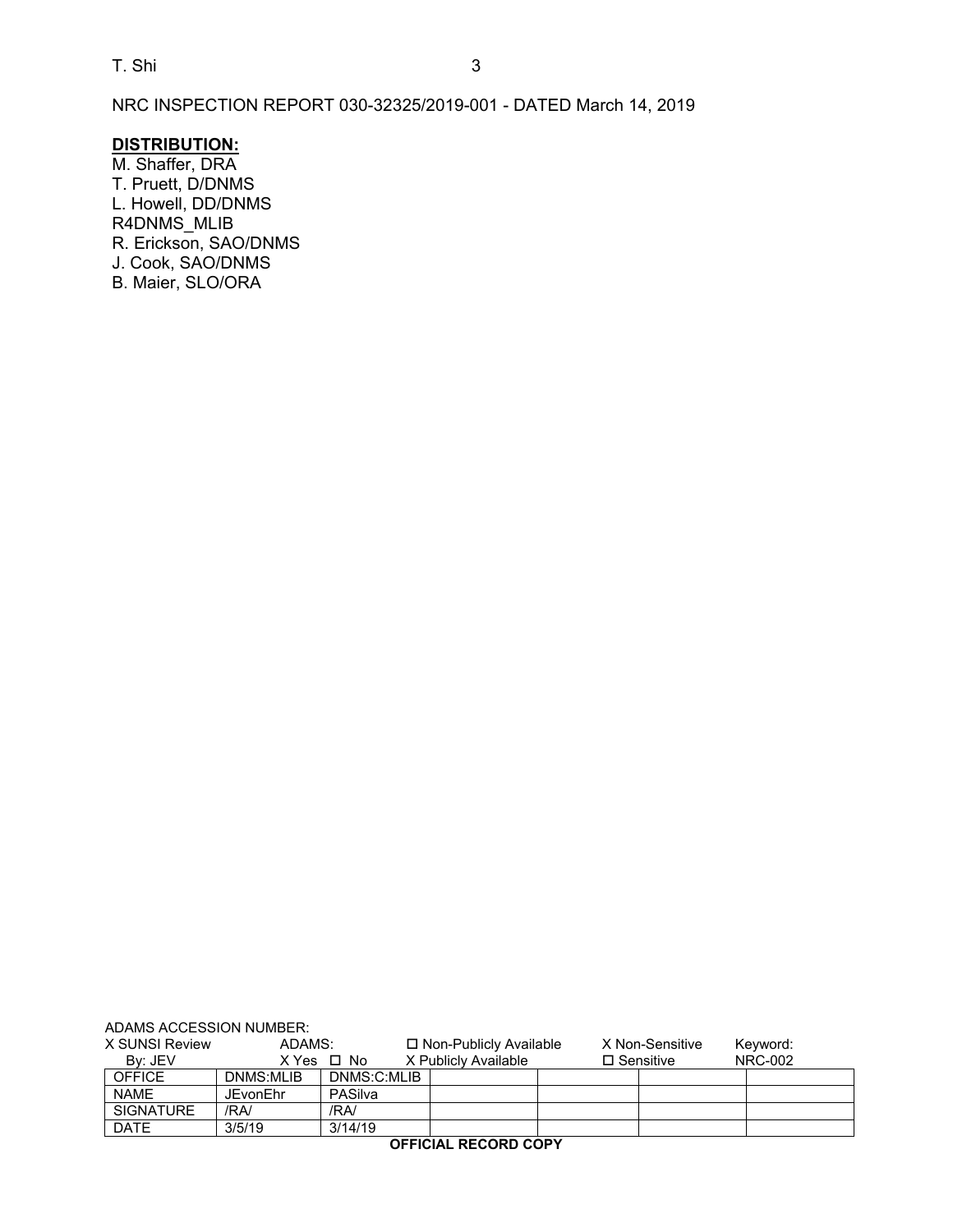NRC INSPECTION REPORT 030-32325/2019-001 - DATED March 14, 2019

**DISTRIBUTION:**

M. Shaffer, DRA
T. Pruett, D/DNMS
L. Howell, DD/DNMS
R4DNMS_MLIB
R. Erickson, SAO/DNMS
J. Cook, SAO/DNMS
B. Maier, SLO/ORA

ADAMS ACCESSION NUMBER:

X SUNSI Review By: JEV ADAMS: X Yes ☐ No ☐ Non-Publicly Available X Publicly Available X Non-Sensitive ☐ Sensitive Keyword: NRC-002

| OFFICE | DNMS:MLIB | DNMS:C:MLIB | | | | |
|---|---|---|---|---|---|---|
| NAME | JEvonEhr | PASilva | | | | |
| SIGNATURE | /RA/ | /RA/ | | | | |
| DATE | 3/5/19 | 3/14/19 | | | | |

**OFFICIAL RECORD COPY**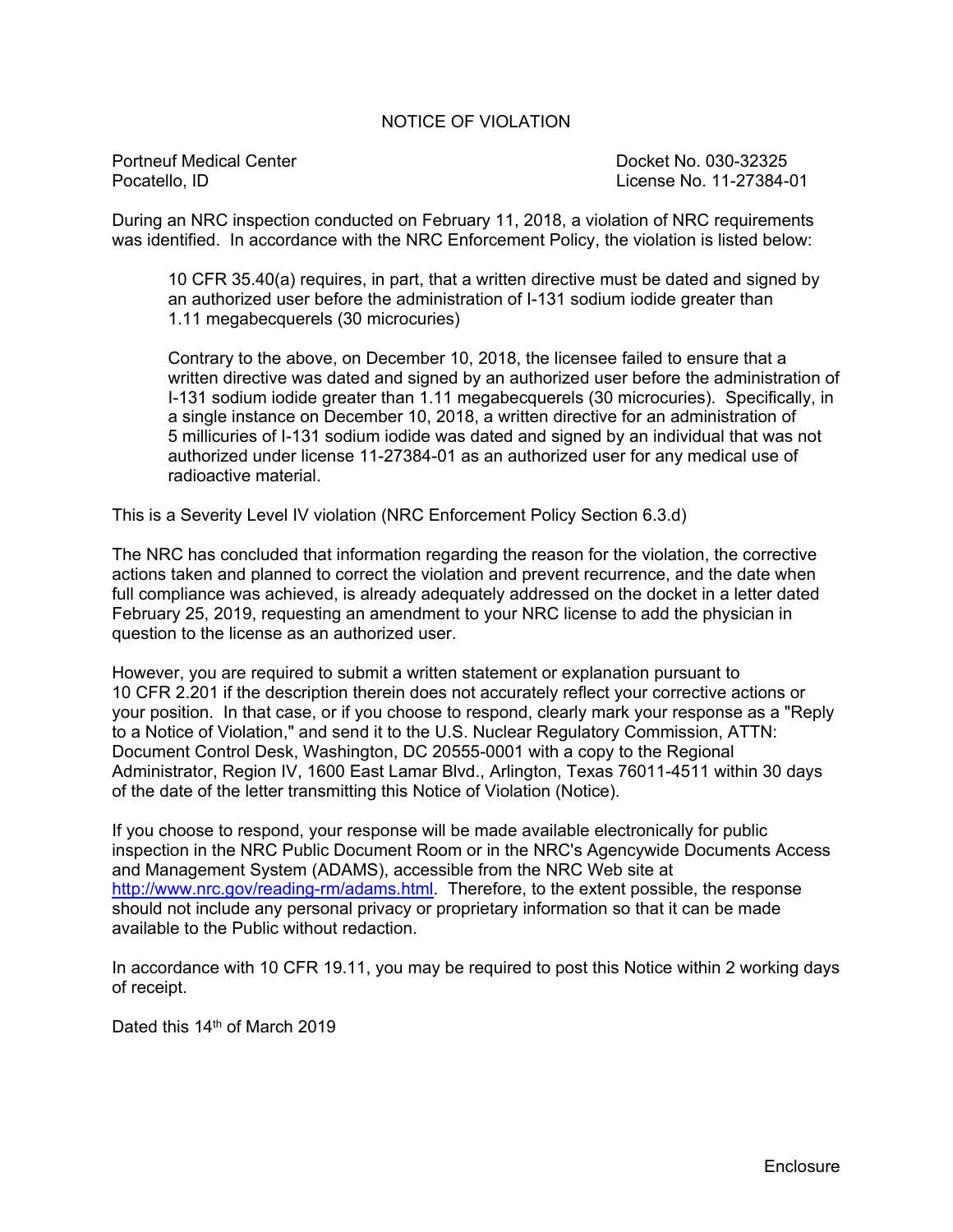# NOTICE OF VIOLATION

Portneuf Medical Center
Pocatello, ID

Docket No. 030-32325
License No. 11-27384-01

During an NRC inspection conducted on February 11, 2018, a violation of NRC requirements was identified. In accordance with the NRC Enforcement Policy, the violation is listed below:

> 10 CFR 35.40(a) requires, in part, that a written directive must be dated and signed by an authorized user before the administration of I-131 sodium iodide greater than 1.11 megabecquerels (30 microcuries)
>
> Contrary to the above, on December 10, 2018, the licensee failed to ensure that a written directive was dated and signed by an authorized user before the administration of I-131 sodium iodide greater than 1.11 megabecquerels (30 microcuries). Specifically, in a single instance on December 10, 2018, a written directive for an administration of 5 millicuries of I-131 sodium iodide was dated and signed by an individual that was not authorized under license 11-27384-01 as an authorized user for any medical use of radioactive material.

This is a Severity Level IV violation (NRC Enforcement Policy Section 6.3.d)

The NRC has concluded that information regarding the reason for the violation, the corrective actions taken and planned to correct the violation and prevent recurrence, and the date when full compliance was achieved, is already adequately addressed on the docket in a letter dated February 25, 2019, requesting an amendment to your NRC license to add the physician in question to the license as an authorized user.

However, you are required to submit a written statement or explanation pursuant to 10 CFR 2.201 if the description therein does not accurately reflect your corrective actions or your position. In that case, or if you choose to respond, clearly mark your response as a "Reply to a Notice of Violation," and send it to the U.S. Nuclear Regulatory Commission, ATTN: Document Control Desk, Washington, DC 20555-0001 with a copy to the Regional Administrator, Region IV, 1600 East Lamar Blvd., Arlington, Texas 76011-4511 within 30 days of the date of the letter transmitting this Notice of Violation (Notice).

If you choose to respond, your response will be made available electronically for public inspection in the NRC Public Document Room or in the NRC's Agencywide Documents Access and Management System (ADAMS), accessible from the NRC Web site at http://www.nrc.gov/reading-rm/adams.html. Therefore, to the extent possible, the response should not include any personal privacy or proprietary information so that it can be made available to the Public without redaction.

In accordance with 10 CFR 19.11, you may be required to post this Notice within 2 working days of receipt.

Dated this 14th of March 2019

Enclosure